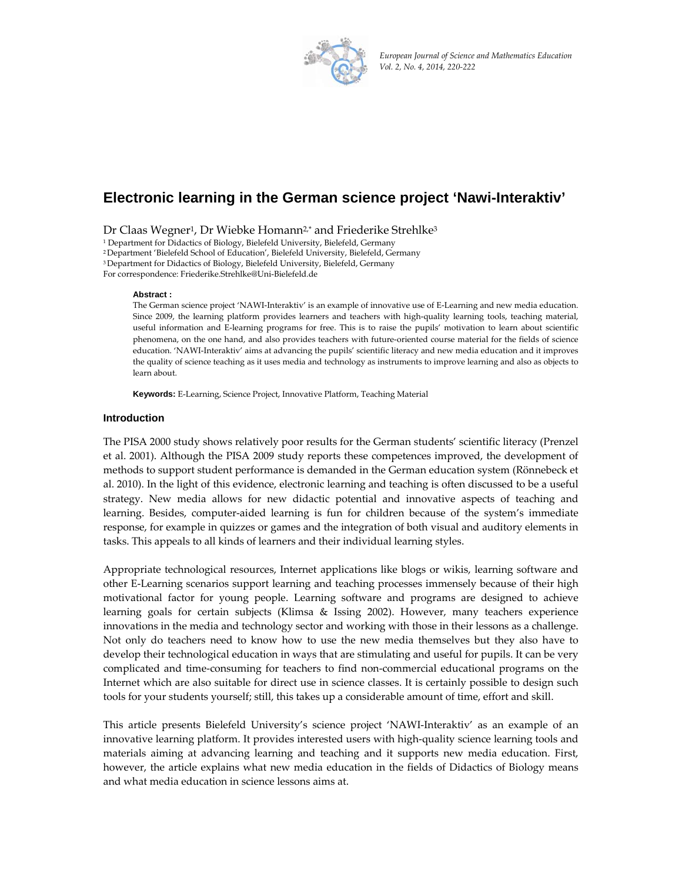# Electronic learning in the German science project 'Nawi-Interaktiv'

Dr Claas Wegner[1], Dr Wiebke Homann[2,*] and Friederike Strehlke[3]

[1] Department for Didactics of Biology, Bielefeld University, Bielefeld, Germany
[2] Department 'Bielefeld School of Education', Bielefeld University, Bielefeld, Germany
[3] Department for Didactics of Biology, Bielefeld University, Bielefeld, Germany
For correspondence: Friederike.Strehlke@Uni-Bielefeld.de

**Abstract :**

The German science project 'NAWI-Interaktiv' is an example of innovative use of E-Learning and new media education. Since 2009, the learning platform provides learners and teachers with high-quality learning tools, teaching material, useful information and E-learning programs for free. This is to raise the pupils' motivation to learn about scientific phenomena, on the one hand, and also provides teachers with future-oriented course material for the fields of science education. 'NAWI-Interaktiv' aims at advancing the pupils' scientific literacy and new media education and it improves the quality of science teaching as it uses media and technology as instruments to improve learning and also as objects to learn about.

**Keywords:** E-Learning, Science Project, Innovative Platform, Teaching Material

## Introduction

The PISA 2000 study shows relatively poor results for the German students' scientific literacy (Prenzel et al. 2001). Although the PISA 2009 study reports these competences improved, the development of methods to support student performance is demanded in the German education system (Rönnebeck et al. 2010). In the light of this evidence, electronic learning and teaching is often discussed to be a useful strategy. New media allows for new didactic potential and innovative aspects of teaching and learning. Besides, computer-aided learning is fun for children because of the system's immediate response, for example in quizzes or games and the integration of both visual and auditory elements in tasks. This appeals to all kinds of learners and their individual learning styles.

Appropriate technological resources, Internet applications like blogs or wikis, learning software and other E-Learning scenarios support learning and teaching processes immensely because of their high motivational factor for young people. Learning software and programs are designed to achieve learning goals for certain subjects (Klimsa & Issing 2002). However, many teachers experience innovations in the media and technology sector and working with those in their lessons as a challenge. Not only do teachers need to know how to use the new media themselves but they also have to develop their technological education in ways that are stimulating and useful for pupils. It can be very complicated and time-consuming for teachers to find non-commercial educational programs on the Internet which are also suitable for direct use in science classes. It is certainly possible to design such tools for your students yourself; still, this takes up a considerable amount of time, effort and skill.

This article presents Bielefeld University's science project 'NAWI-Interaktiv' as an example of an innovative learning platform. It provides interested users with high-quality science learning tools and materials aiming at advancing learning and teaching and it supports new media education. First, however, the article explains what new media education in the fields of Didactics of Biology means and what media education in science lessons aims at.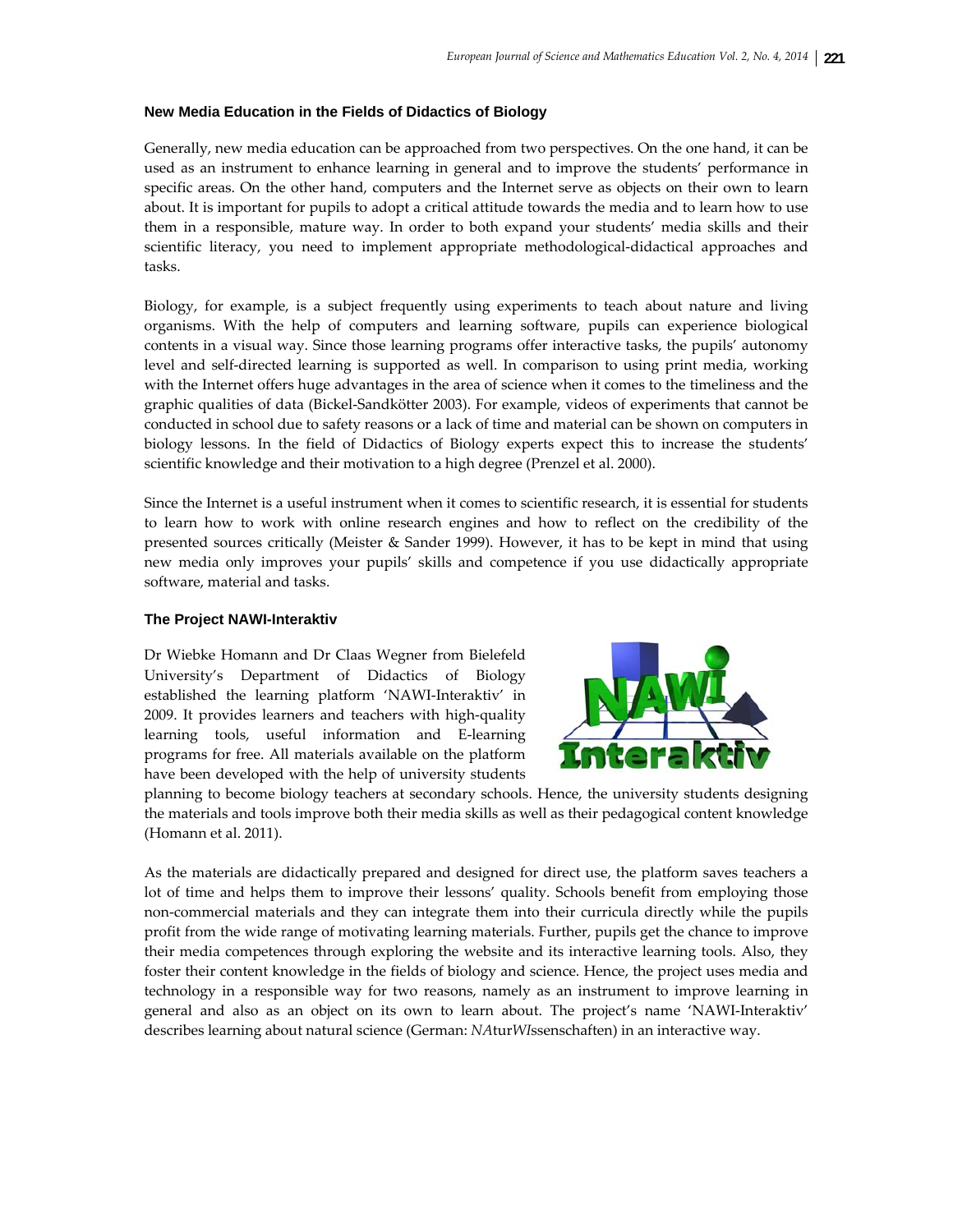### New Media Education in the Fields of Didactics of Biology

Generally, new media education can be approached from two perspectives. On the one hand, it can be used as an instrument to enhance learning in general and to improve the students' performance in specific areas. On the other hand, computers and the Internet serve as objects on their own to learn about. It is important for pupils to adopt a critical attitude towards the media and to learn how to use them in a responsible, mature way. In order to both expand your students' media skills and their scientific literacy, you need to implement appropriate methodological-didactical approaches and tasks.

Biology, for example, is a subject frequently using experiments to teach about nature and living organisms. With the help of computers and learning software, pupils can experience biological contents in a visual way. Since those learning programs offer interactive tasks, the pupils' autonomy level and self-directed learning is supported as well. In comparison to using print media, working with the Internet offers huge advantages in the area of science when it comes to the timeliness and the graphic qualities of data (Bickel-Sandkötter 2003). For example, videos of experiments that cannot be conducted in school due to safety reasons or a lack of time and material can be shown on computers in biology lessons. In the field of Didactics of Biology experts expect this to increase the students' scientific knowledge and their motivation to a high degree (Prenzel et al. 2000).

Since the Internet is a useful instrument when it comes to scientific research, it is essential for students to learn how to work with online research engines and how to reflect on the credibility of the presented sources critically (Meister & Sander 1999). However, it has to be kept in mind that using new media only improves your pupils' skills and competence if you use didactically appropriate software, material and tasks.

### The Project NAWI-Interaktiv

Dr Wiebke Homann and Dr Claas Wegner from Bielefeld University's Department of Didactics of Biology established the learning platform 'NAWI-Interaktiv' in 2009. It provides learners and teachers with high-quality learning tools, useful information and E-learning programs for free. All materials available on the platform have been developed with the help of university students planning to become biology teachers at secondary schools. Hence, the university students designing the materials and tools improve both their media skills as well as their pedagogical content knowledge (Homann et al. 2011).

As the materials are didactically prepared and designed for direct use, the platform saves teachers a lot of time and helps them to improve their lessons' quality. Schools benefit from employing those non-commercial materials and they can integrate them into their curricula directly while the pupils profit from the wide range of motivating learning materials. Further, pupils get the chance to improve their media competences through exploring the website and its interactive learning tools. Also, they foster their content knowledge in the fields of biology and science. Hence, the project uses media and technology in a responsible way for two reasons, namely as an instrument to improve learning in general and also as an object on its own to learn about. The project's name 'NAWI-Interaktiv' describes learning about natural science (German: *NA*tur*WI*ssenschaften) in an interactive way.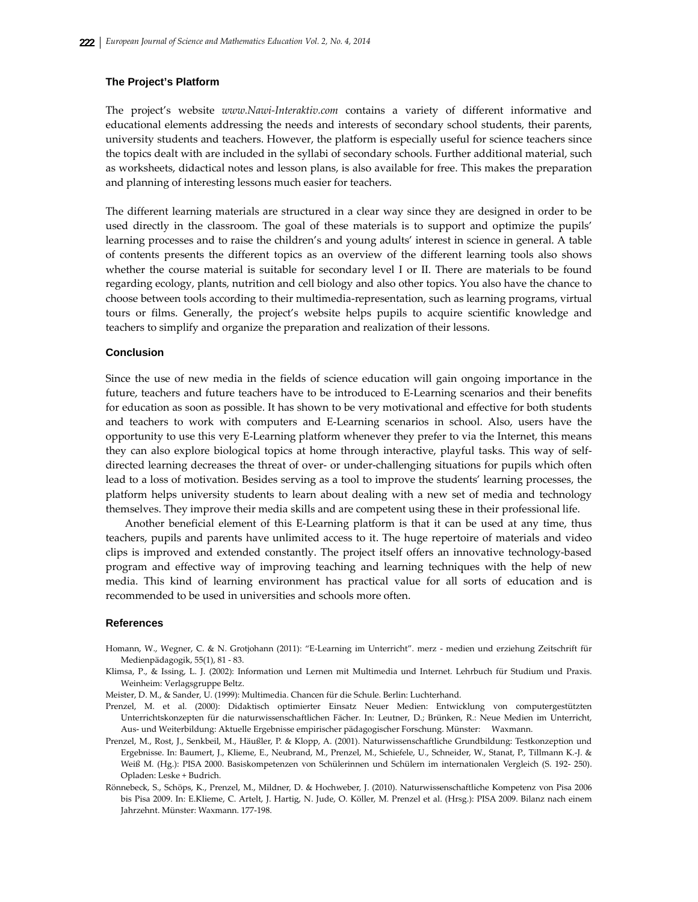### The Project's Platform

The project's website *www.Nawi-Interaktiv.com* contains a variety of different informative and educational elements addressing the needs and interests of secondary school students, their parents, university students and teachers. However, the platform is especially useful for science teachers since the topics dealt with are included in the syllabi of secondary schools. Further additional material, such as worksheets, didactical notes and lesson plans, is also available for free. This makes the preparation and planning of interesting lessons much easier for teachers.

The different learning materials are structured in a clear way since they are designed in order to be used directly in the classroom. The goal of these materials is to support and optimize the pupils' learning processes and to raise the children's and young adults' interest in science in general. A table of contents presents the different topics as an overview of the different learning tools also shows whether the course material is suitable for secondary level I or II. There are materials to be found regarding ecology, plants, nutrition and cell biology and also other topics. You also have the chance to choose between tools according to their multimedia-representation, such as learning programs, virtual tours or films. Generally, the project's website helps pupils to acquire scientific knowledge and teachers to simplify and organize the preparation and realization of their lessons.

### Conclusion

Since the use of new media in the fields of science education will gain ongoing importance in the future, teachers and future teachers have to be introduced to E-Learning scenarios and their benefits for education as soon as possible. It has shown to be very motivational and effective for both students and teachers to work with computers and E-Learning scenarios in school. Also, users have the opportunity to use this very E-Learning platform whenever they prefer to via the Internet, this means they can also explore biological topics at home through interactive, playful tasks. This way of self-directed learning decreases the threat of over- or under-challenging situations for pupils which often lead to a loss of motivation. Besides serving as a tool to improve the students' learning processes, the platform helps university students to learn about dealing with a new set of media and technology themselves. They improve their media skills and are competent using these in their professional life.

Another beneficial element of this E-Learning platform is that it can be used at any time, thus teachers, pupils and parents have unlimited access to it. The huge repertoire of materials and video clips is improved and extended constantly. The project itself offers an innovative technology-based program and effective way of improving teaching and learning techniques with the help of new media. This kind of learning environment has practical value for all sorts of education and is recommended to be used in universities and schools more often.

### References

Homann, W., Wegner, C. & N. Grotjohann (2011): "E-Learning im Unterricht". merz - medien und erziehung Zeitschrift für Medienpädagogik, 55(1), 81 - 83.

Klimsa, P., & Issing, L. J. (2002): Information und Lernen mit Multimedia und Internet. Lehrbuch für Studium und Praxis. Weinheim: Verlagsgruppe Beltz.

Meister, D. M., & Sander, U. (1999): Multimedia. Chancen für die Schule. Berlin: Luchterhand.

Prenzel, M. et al. (2000): Didaktisch optimierter Einsatz Neuer Medien: Entwicklung von computergestützten Unterrichtskonzepten für die naturwissenschaftlichen Fächer. In: Leutner, D.; Brünken, R.: Neue Medien im Unterricht, Aus- und Weiterbildung: Aktuelle Ergebnisse empirischer pädagogischer Forschung. Münster: Waxmann.

Prenzel, M., Rost, J., Senkbeil, M., Häußler, P. & Klopp, A. (2001). Naturwissenschaftliche Grundbildung: Testkonzeption und Ergebnisse. In: Baumert, J., Klieme, E., Neubrand, M., Prenzel, M., Schiefele, U., Schneider, W., Stanat, P., Tillmann K.-J. & Weiß M. (Hg.): PISA 2000. Basiskompetenzen von Schülerinnen und Schülern im internationalen Vergleich (S. 192- 250). Opladen: Leske + Budrich.

Rönnebeck, S., Schöps, K., Prenzel, M., Mildner, D. & Hochweber, J. (2010). Naturwissenschaftliche Kompetenz von Pisa 2006 bis Pisa 2009. In: E.Klieme, C. Artelt, J. Hartig, N. Jude, O. Köller, M. Prenzel et al. (Hrsg.): PISA 2009. Bilanz nach einem Jahrzehnt. Münster: Waxmann. 177-198.